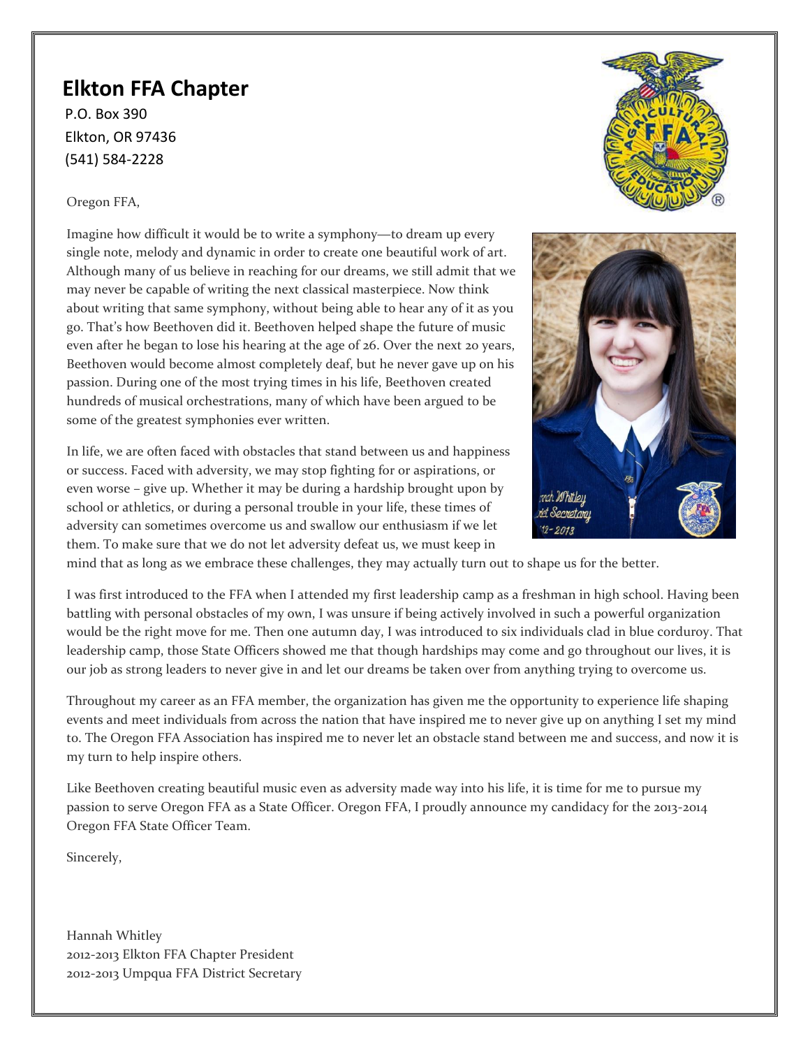## Elkton FFA Chapter

P.O. Box 390
Elkton, OR 97436
(541) 584-2228

Oregon FFA,

Imagine how difficult it would be to write a symphony—to dream up every single note, melody and dynamic in order to create one beautiful work of art. Although many of us believe in reaching for our dreams, we still admit that we may never be capable of writing the next classical masterpiece. Now think about writing that same symphony, without being able to hear any of it as you go. That's how Beethoven did it. Beethoven helped shape the future of music even after he began to lose his hearing at the age of 26. Over the next 20 years, Beethoven would become almost completely deaf, but he never gave up on his passion. During one of the most trying times in his life, Beethoven created hundreds of musical orchestrations, many of which have been argued to be some of the greatest symphonies ever written.

In life, we are often faced with obstacles that stand between us and happiness or success. Faced with adversity, we may stop fighting for or aspirations, or even worse – give up. Whether it may be during a hardship brought upon by school or athletics, or during a personal trouble in your life, these times of adversity can sometimes overcome us and swallow our enthusiasm if we let them. To make sure that we do not let adversity defeat us, we must keep in mind that as long as we embrace these challenges, they may actually turn out to shape us for the better.

I was first introduced to the FFA when I attended my first leadership camp as a freshman in high school. Having been battling with personal obstacles of my own, I was unsure if being actively involved in such a powerful organization would be the right move for me. Then one autumn day, I was introduced to six individuals clad in blue corduroy. That leadership camp, those State Officers showed me that though hardships may come and go throughout our lives, it is our job as strong leaders to never give in and let our dreams be taken over from anything trying to overcome us.

Throughout my career as an FFA member, the organization has given me the opportunity to experience life shaping events and meet individuals from across the nation that have inspired me to never give up on anything I set my mind to. The Oregon FFA Association has inspired me to never let an obstacle stand between me and success, and now it is my turn to help inspire others.

Like Beethoven creating beautiful music even as adversity made way into his life, it is time for me to pursue my passion to serve Oregon FFA as a State Officer. Oregon FFA, I proudly announce my candidacy for the 2013-2014 Oregon FFA State Officer Team.

Sincerely,

Hannah Whitley
2012-2013 Elkton FFA Chapter President
2012-2013 Umpqua FFA District Secretary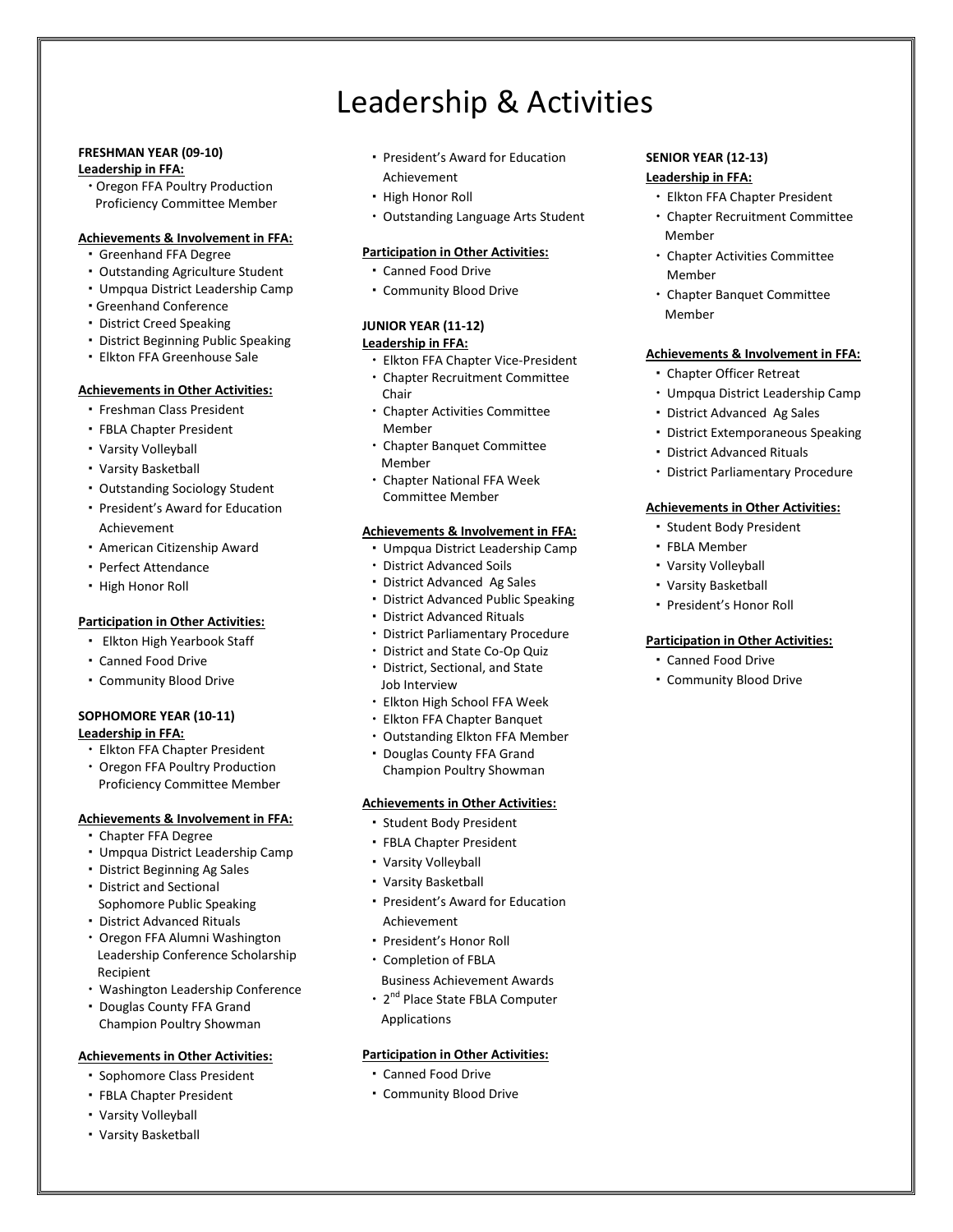# Leadership & Activities

**FRESHMAN YEAR (09-10)**

**Leadership in FFA:**

- Oregon FFA Poultry Production Proficiency Committee Member

**Achievements & Involvement in FFA:**

- Greenhand FFA Degree
- Outstanding Agriculture Student
- Umpqua District Leadership Camp
- Greenhand Conference
- District Creed Speaking
- District Beginning Public Speaking
- Elkton FFA Greenhouse Sale

**Achievements in Other Activities:**

- Freshman Class President
- FBLA Chapter President
- Varsity Volleyball
- Varsity Basketball
- Outstanding Sociology Student
- President's Award for Education Achievement
- American Citizenship Award
- Perfect Attendance
- High Honor Roll

**Participation in Other Activities:**

- Elkton High Yearbook Staff
- Canned Food Drive
- Community Blood Drive

**SOPHOMORE YEAR (10-11)**

**Leadership in FFA:**

- Elkton FFA Chapter President
- Oregon FFA Poultry Production Proficiency Committee Member

**Achievements & Involvement in FFA:**

- Chapter FFA Degree
- Umpqua District Leadership Camp
- District Beginning Ag Sales
- District and Sectional Sophomore Public Speaking
- District Advanced Rituals
- Oregon FFA Alumni Washington Leadership Conference Scholarship Recipient
- Washington Leadership Conference
- Douglas County FFA Grand Champion Poultry Showman

**Achievements in Other Activities:**

- Sophomore Class President
- FBLA Chapter President
- Varsity Volleyball
- Varsity Basketball
- President's Award for Education Achievement
- High Honor Roll
- Outstanding Language Arts Student

**Participation in Other Activities:**

- Canned Food Drive
- Community Blood Drive

**JUNIOR YEAR (11-12)**

**Leadership in FFA:**

- Elkton FFA Chapter Vice-President
- Chapter Recruitment Committee Chair
- Chapter Activities Committee Member
- Chapter Banquet Committee Member
- Chapter National FFA Week Committee Member

**Achievements & Involvement in FFA:**

- Umpqua District Leadership Camp
- District Advanced Soils
- District Advanced Ag Sales
- District Advanced Public Speaking
- District Advanced Rituals
- District Parliamentary Procedure
- District and State Co-Op Quiz
- District, Sectional, and State Job Interview
- Elkton High School FFA Week
- Elkton FFA Chapter Banquet
- Outstanding Elkton FFA Member
- Douglas County FFA Grand Champion Poultry Showman

**Achievements in Other Activities:**

- Student Body President
- FBLA Chapter President
- Varsity Volleyball
- Varsity Basketball
- President's Award for Education Achievement
- President's Honor Roll
- Completion of FBLA Business Achievement Awards
- 2nd Place State FBLA Computer Applications

**Participation in Other Activities:**

- Canned Food Drive
- Community Blood Drive

**SENIOR YEAR (12-13)**

**Leadership in FFA:**

- Elkton FFA Chapter President
- Chapter Recruitment Committee Member
- Chapter Activities Committee Member
- Chapter Banquet Committee Member

**Achievements & Involvement in FFA:**

- Chapter Officer Retreat
- Umpqua District Leadership Camp
- District Advanced Ag Sales
- District Extemporaneous Speaking
- District Advanced Rituals
- District Parliamentary Procedure

**Achievements in Other Activities:**

- Student Body President
- FBLA Member
- Varsity Volleyball
- Varsity Basketball
- President's Honor Roll

**Participation in Other Activities:**

- Canned Food Drive
- Community Blood Drive